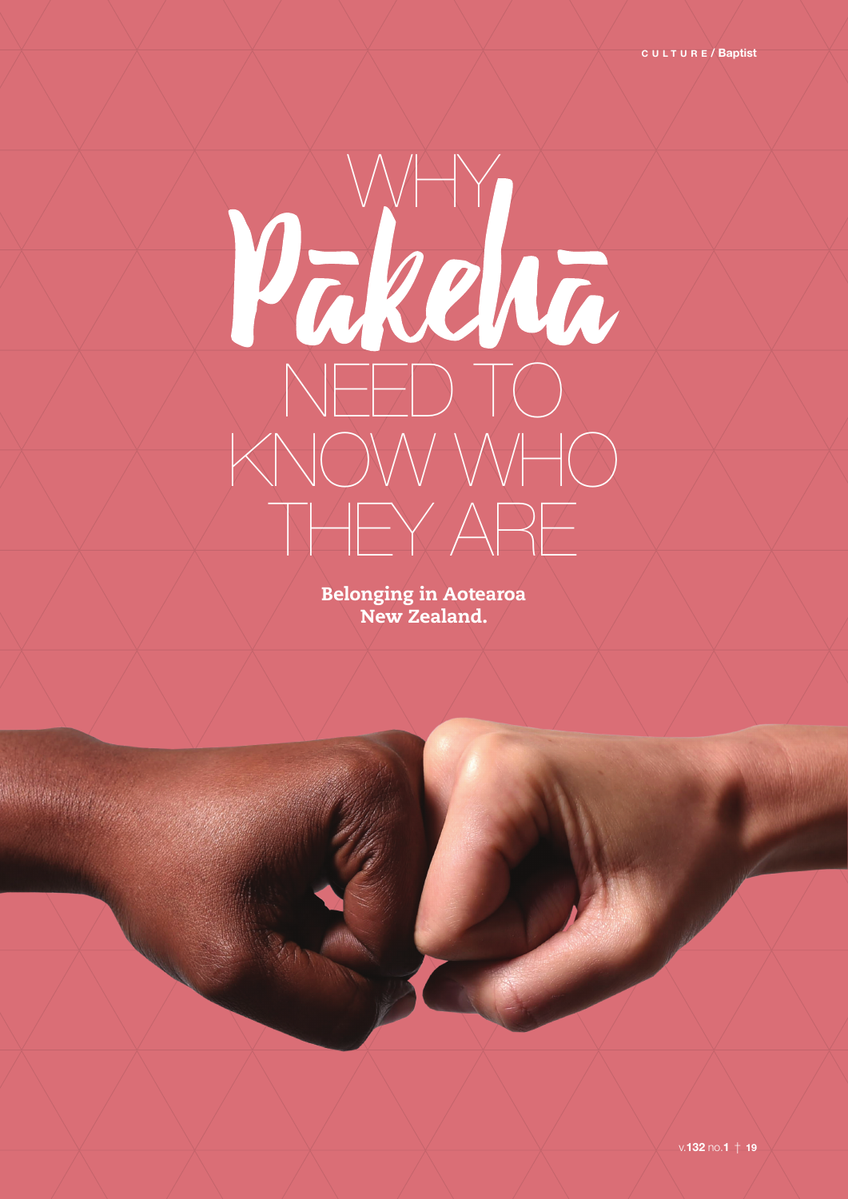# WHY Pākehā NEED TO KNOW WHO THEY ARE

**Belonging in Aotearoa New Zealand.**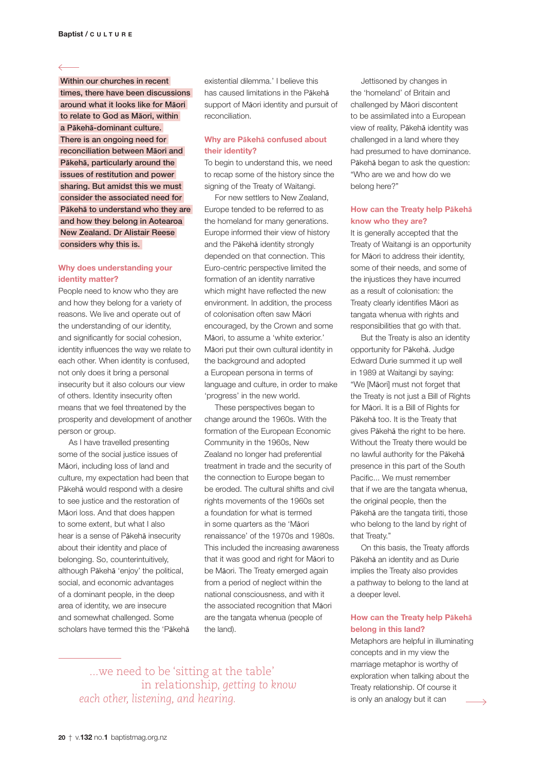**Within our churches in recent times, there have been discussions around what it looks like for Māori to relate to God as Māori, within a Pākehā-dominant culture. There is an ongoing need for reconciliation between Māori and Pākehā, particularly around the issues of restitution and power sharing. But amidst this we must consider the associated need for Pākehā to understand who they are and how they belong in Aotearoa New Zealand. Dr Alistair Reese considers why this is.**

## Why does understanding your identity matter?

People need to know who they are and how they belong for a variety of reasons. We live and operate out of the understanding of our identity, and significantly for social cohesion, identity influences the way we relate to each other. When identity is confused, not only does it bring a personal insecurity but it also colours our view of others. Identity insecurity often means that we feel threatened by the prosperity and development of another person or group.

As I have travelled presenting some of the social justice issues of Māori, including loss of land and culture, my expectation had been that Pākehā would respond with a desire to see justice and the restoration of Māori loss. And that does happen to some extent, but what I also hear is a sense of Pākehā insecurity about their identity and place of belonging. So, counterintuitively, although Pākehā 'enjoy' the political, social, and economic advantages of a dominant people, in the deep area of identity, we are insecure and somewhat challenged. Some scholars have termed this the 'Pākehā existential dilemma.' I believe this has caused limitations in the Pākehā support of Māori identity and pursuit of reconciliation.

## Why are Pākehā confused about their identity?

To begin to understand this, we need to recap some of the history since the signing of the Treaty of Waitangi.

For new settlers to New Zealand, Europe tended to be referred to as the homeland for many generations. Europe informed their view of history and the Pākehā identity strongly depended on that connection. This Euro-centric perspective limited the formation of an identity narrative which might have reflected the new environment. In addition, the process of colonisation often saw Māori encouraged, by the Crown and some Māori, to assume a 'white exterior.' Māori put their own cultural identity in the background and adopted a European persona in terms of language and culture, in order to make 'progress' in the new world.

These perspectives began to change around the 1960s. With the formation of the European Economic Community in the 1960s, New Zealand no longer had preferential treatment in trade and the security of the connection to Europe began to be eroded. The cultural shifts and civil rights movements of the 1960s set a foundation for what is termed in some quarters as the 'Māori renaissance' of the 1970s and 1980s. This included the increasing awareness that it was good and right for Māori to be Māori. The Treaty emerged again from a period of neglect within the national consciousness, and with it the associated recognition that Māori are the tangata whenua (people of the land).

Jettisoned by changes in the 'homeland' of Britain and challenged by Māori discontent to be assimilated into a European view of reality, Pākehā identity was challenged in a land where they had presumed to have dominance. Pākehā began to ask the question: "Who are we and how do we belong here?"

## How can the Treaty help Pākehā know who they are?

It is generally accepted that the Treaty of Waitangi is an opportunity for Māori to address their identity, some of their needs, and some of the injustices they have incurred as a result of colonisation: the Treaty clearly identifies Māori as tangata whenua with rights and responsibilities that go with that.

But the Treaty is also an identity opportunity for Pākehā. Judge Edward Durie summed it up well in 1989 at Waitangi by saying: "We [Māori] must not forget that the Treaty is not just a Bill of Rights for Māori. It is a Bill of Rights for Pākehā too. It is the Treaty that gives Pākehā the right to be here. Without the Treaty there would be no lawful authority for the Pākehā presence in this part of the South Pacific... We must remember that if we are the tangata whenua, the original people, then the Pākehā are the tangata tiriti, those who belong to the land by right of that Treaty."

On this basis, the Treaty affords Pākehā an identity and as Durie implies the Treaty also provides a pathway to belong to the land at a deeper level.

## How can the Treaty help Pākehā belong in this land?

Metaphors are helpful in illuminating concepts and in my view the marriage metaphor is worthy of exploration when talking about the Treaty relationship. Of course it is only an analogy but it can

*...we need to be 'sitting at the table' in relationship, getting to know each other, listening, and hearing.*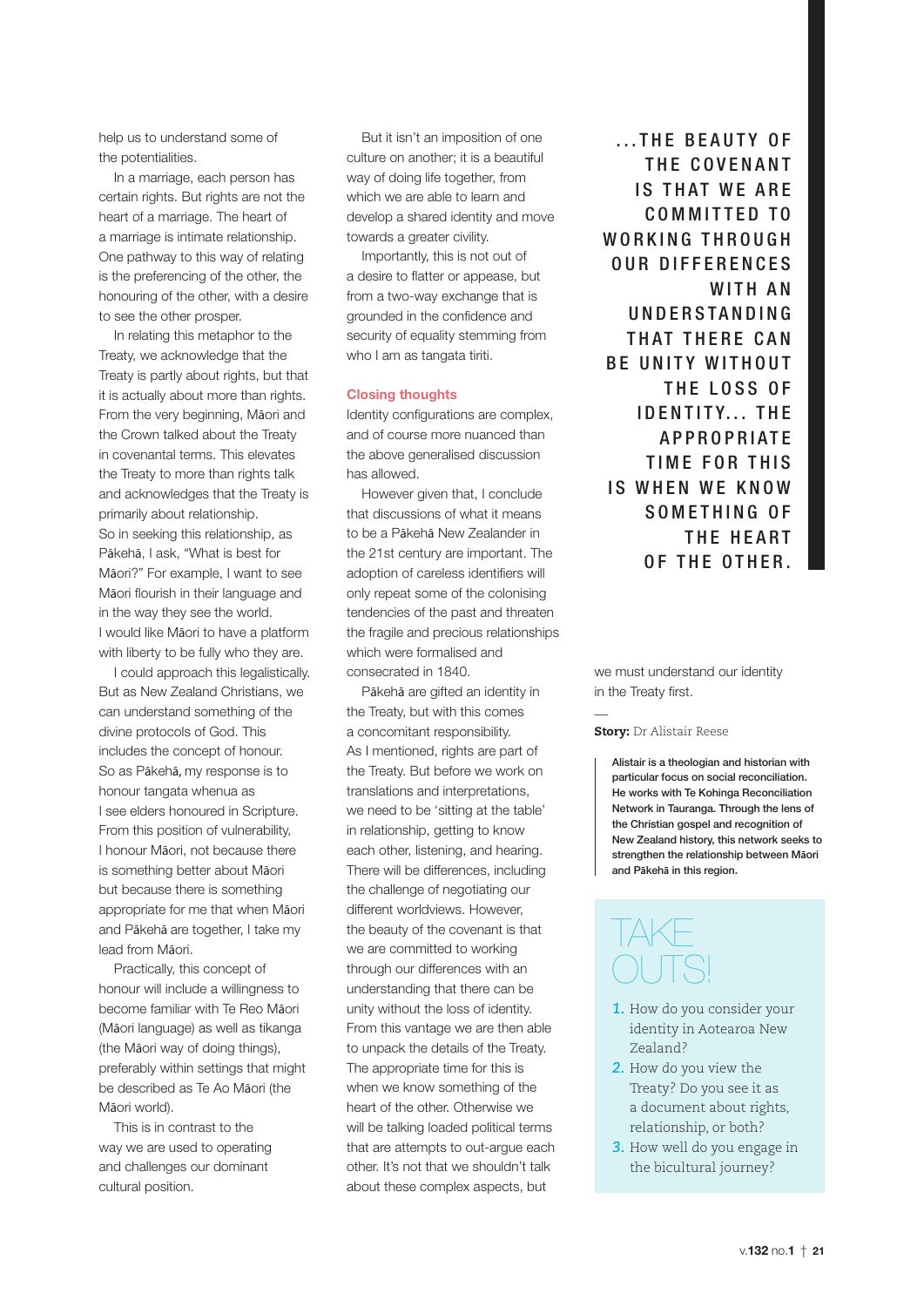help us to understand some of the potentialities.

In a marriage, each person has certain rights. But rights are not the heart of a marriage. The heart of a marriage is intimate relationship. One pathway to this way of relating is the preferencing of the other, the honouring of the other, with a desire to see the other prosper.

In relating this metaphor to the Treaty, we acknowledge that the Treaty is partly about rights, but that it is actually about more than rights. From the very beginning, Māori and the Crown talked about the Treaty in covenantal terms. This elevates the Treaty to more than rights talk and acknowledges that the Treaty is primarily about relationship.
So in seeking this relationship, as Pākehā, I ask, "What is best for Māori?" For example, I want to see Māori flourish in their language and in the way they see the world.
I would like Māori to have a platform with liberty to be fully who they are.

I could approach this legalistically. But as New Zealand Christians, we can understand something of the divine protocols of God. This includes the concept of honour. So as Pākehā, my response is to honour tangata whenua as I see elders honoured in Scripture. From this position of vulnerability, I honour Māori, not because there is something better about Māori but because there is something appropriate for me that when Māori and Pākehā are together, I take my lead from Māori.

Practically, this concept of honour will include a willingness to become familiar with Te Reo Māori (Māori language) as well as tikanga (the Māori way of doing things), preferably within settings that might be described as Te Ao Māori (the Māori world).

This is in contrast to the way we are used to operating and challenges our dominant cultural position.

But it isn't an imposition of one culture on another; it is a beautiful way of doing life together, from which we are able to learn and develop a shared identity and move towards a greater civility.

Importantly, this is not out of a desire to flatter or appease, but from a two-way exchange that is grounded in the confidence and security of equality stemming from who I am as tangata tiriti.

## Closing thoughts

Identity configurations are complex, and of course more nuanced than the above generalised discussion has allowed.

However given that, I conclude that discussions of what it means to be a Pākehā New Zealander in the 21st century are important. The adoption of careless identifiers will only repeat some of the colonising tendencies of the past and threaten the fragile and precious relationships which were formalised and consecrated in 1840.

Pākehā are gifted an identity in the Treaty, but with this comes a concomitant responsibility.
As I mentioned, rights are part of the Treaty. But before we work on translations and interpretations, we need to be 'sitting at the table' in relationship, getting to know each other, listening, and hearing. There will be differences, including the challenge of negotiating our different worldviews. However, the beauty of the covenant is that we are committed to working through our differences with an understanding that there can be unity without the loss of identity. From this vantage we are then able to unpack the details of the Treaty. The appropriate time for this is when we know something of the heart of the other. Otherwise we will be talking loaded political terms that are attempts to out-argue each other. It's not that we shouldn't talk about these complex aspects, but we must understand our identity in the Treaty first.

> ...THE BEAUTY OF THE COVENANT IS THAT WE ARE COMMITTED TO WORKING THROUGH OUR DIFFERENCES WITH AN UNDERSTANDING THAT THERE CAN BE UNITY WITHOUT THE LOSS OF IDENTITY... THE APPROPRIATE TIME FOR THIS IS WHEN WE KNOW SOMETHING OF THE HEART OF THE OTHER.

—

**Story:** Dr Alistair Reese

**Alistair is a theologian and historian with particular focus on social reconciliation. He works with Te Kohinga Reconciliation Network in Tauranga. Through the lens of the Christian gospel and recognition of New Zealand history, this network seeks to strengthen the relationship between Māori and Pākehā in this region.**

## TAKE OUTS!

1. How do you consider your identity in Aotearoa New Zealand?
2. How do you view the Treaty? Do you see it as a document about rights, relationship, or both?
3. How well do you engage in the bicultural journey?